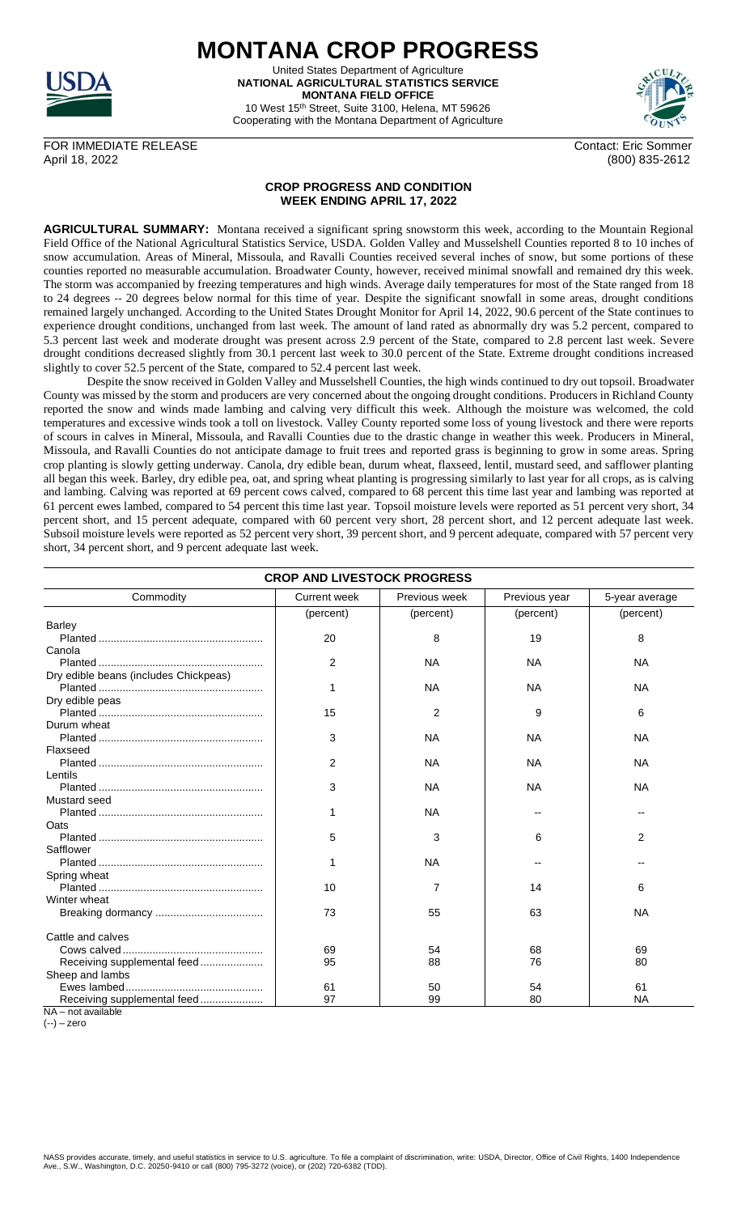# MONTANA CROP PROGRESS

United States Department of Agriculture
**NATIONAL AGRICULTURAL STATISTICS SERVICE**
**MONTANA FIELD OFFICE**
10 West 15th Street, Suite 3100, Helena, MT 59626
Cooperating with the Montana Department of Agriculture

FOR IMMEDIATE RELEASE
April 18, 2022

Contact: Eric Sommer
(800) 835-2612

## CROP PROGRESS AND CONDITION
## WEEK ENDING APRIL 17, 2022

**AGRICULTURAL SUMMARY:** Montana received a significant spring snowstorm this week, according to the Mountain Regional Field Office of the National Agricultural Statistics Service, USDA. Golden Valley and Musselshell Counties reported 8 to 10 inches of snow accumulation. Areas of Mineral, Missoula, and Ravalli Counties received several inches of snow, but some portions of these counties reported no measurable accumulation. Broadwater County, however, received minimal snowfall and remained dry this week. The storm was accompanied by freezing temperatures and high winds. Average daily temperatures for most of the State ranged from 18 to 24 degrees -- 20 degrees below normal for this time of year. Despite the significant snowfall in some areas, drought conditions remained largely unchanged. According to the United States Drought Monitor for April 14, 2022, 90.6 percent of the State continues to experience drought conditions, unchanged from last week. The amount of land rated as abnormally dry was 5.2 percent, compared to 5.3 percent last week and moderate drought was present across 2.9 percent of the State, compared to 2.8 percent last week. Severe drought conditions decreased slightly from 30.1 percent last week to 30.0 percent of the State. Extreme drought conditions increased slightly to cover 52.5 percent of the State, compared to 52.4 percent last week.

Despite the snow received in Golden Valley and Musselshell Counties, the high winds continued to dry out topsoil. Broadwater County was missed by the storm and producers are very concerned about the ongoing drought conditions. Producers in Richland County reported the snow and winds made lambing and calving very difficult this week. Although the moisture was welcomed, the cold temperatures and excessive winds took a toll on livestock. Valley County reported some loss of young livestock and there were reports of scours in calves in Mineral, Missoula, and Ravalli Counties due to the drastic change in weather this week. Producers in Mineral, Missoula, and Ravalli Counties do not anticipate damage to fruit trees and reported grass is beginning to grow in some areas. Spring crop planting is slowly getting underway. Canola, dry edible bean, durum wheat, flaxseed, lentil, mustard seed, and safflower planting all began this week. Barley, dry edible pea, oat, and spring wheat planting is progressing similarly to last year for all crops, as is calving and lambing. Calving was reported at 69 percent cows calved, compared to 68 percent this time last year and lambing was reported at 61 percent ewes lambed, compared to 54 percent this time last year. Topsoil moisture levels were reported as 51 percent very short, 34 percent short, and 15 percent adequate, compared with 60 percent very short, 28 percent short, and 12 percent adequate last week. Subsoil moisture levels were reported as 52 percent very short, 39 percent short, and 9 percent adequate, compared with 57 percent very short, 34 percent short, and 9 percent adequate last week.

**CROP AND LIVESTOCK PROGRESS**

| Commodity | Current week | Previous week | Previous year | 5-year average |
|---|---|---|---|---|
| | (percent) | (percent) | (percent) | (percent) |
| Barley | | | | |
| Planted | 20 | 8 | 19 | 8 |
| Canola | | | | |
| Planted | 2 | NA | NA | NA |
| Dry edible beans (includes Chickpeas) | | | | |
| Planted | 1 | NA | NA | NA |
| Dry edible peas | | | | |
| Planted | 15 | 2 | 9 | 6 |
| Durum wheat | | | | |
| Planted | 3 | NA | NA | NA |
| Flaxseed | | | | |
| Planted | 2 | NA | NA | NA |
| Lentils | | | | |
| Planted | 3 | NA | NA | NA |
| Mustard seed | | | | |
| Planted | 1 | NA | -- | -- |
| Oats | | | | |
| Planted | 5 | 3 | 6 | 2 |
| Safflower | | | | |
| Planted | 1 | NA | -- | -- |
| Spring wheat | | | | |
| Planted | 10 | 7 | 14 | 6 |
| Winter wheat | | | | |
| Breaking dormancy | 73 | 55 | 63 | NA |
| Cattle and calves | | | | |
| Cows calved | 69 | 54 | 68 | 69 |
| Receiving supplemental feed | 95 | 88 | 76 | 80 |
| Sheep and lambs | | | | |
| Ewes lambed | 61 | 50 | 54 | 61 |
| Receiving supplemental feed | 97 | 99 | 80 | NA |

NA – not available
(--) – zero

NASS provides accurate, timely, and useful statistics in service to U.S. agriculture. To file a complaint of discrimination, write: USDA, Director, Office of Civil Rights, 1400 Independence Ave., S.W., Washington, D.C. 20250-9410 or call (800) 795-3272 (voice), or (202) 720-6382 (TDD).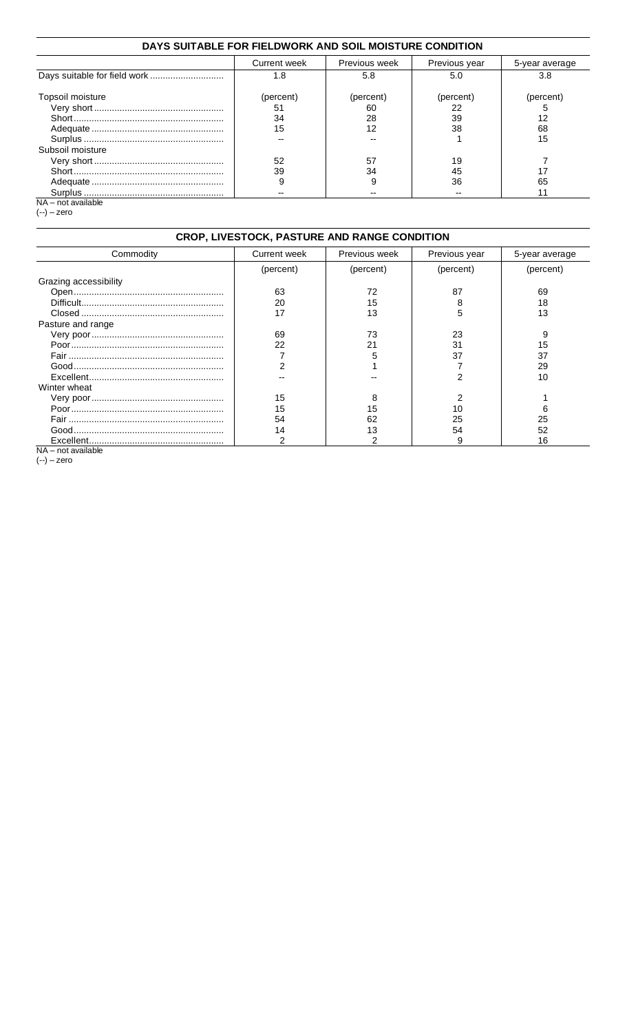## DAYS SUITABLE FOR FIELDWORK AND SOIL MOISTURE CONDITION

| | Current week | Previous week | Previous year | 5-year average |
|---|---|---|---|---|
| Days suitable for field work | 1.8 | 5.8 | 5.0 | 3.8 |
| Topsoil moisture | (percent) | (percent) | (percent) | (percent) |
| Very short | 51 | 60 | 22 | 5 |
| Short | 34 | 28 | 39 | 12 |
| Adequate | 15 | 12 | 38 | 68 |
| Surplus | -- | -- | 1 | 15 |
| Subsoil moisture | | | | |
| Very short | 52 | 57 | 19 | 7 |
| Short | 39 | 34 | 45 | 17 |
| Adequate | 9 | 9 | 36 | 65 |
| Surplus | -- | -- | -- | 11 |

NA – not available
(--) – zero

## CROP, LIVESTOCK, PASTURE AND RANGE CONDITION

| Commodity | Current week | Previous week | Previous year | 5-year average |
|---|---|---|---|---|
| | (percent) | (percent) | (percent) | (percent) |
| Grazing accessibility | | | | |
| Open | 63 | 72 | 87 | 69 |
| Difficult | 20 | 15 | 8 | 18 |
| Closed | 17 | 13 | 5 | 13 |
| Pasture and range | | | | |
| Very poor | 69 | 73 | 23 | 9 |
| Poor | 22 | 21 | 31 | 15 |
| Fair | 7 | 5 | 37 | 37 |
| Good | 2 | 1 | 7 | 29 |
| Excellent | -- | -- | 2 | 10 |
| Winter wheat | | | | |
| Very poor | 15 | 8 | 2 | 1 |
| Poor | 15 | 15 | 10 | 6 |
| Fair | 54 | 62 | 25 | 25 |
| Good | 14 | 13 | 54 | 52 |
| Excellent | 2 | 2 | 9 | 16 |

NA – not available
(--) – zero